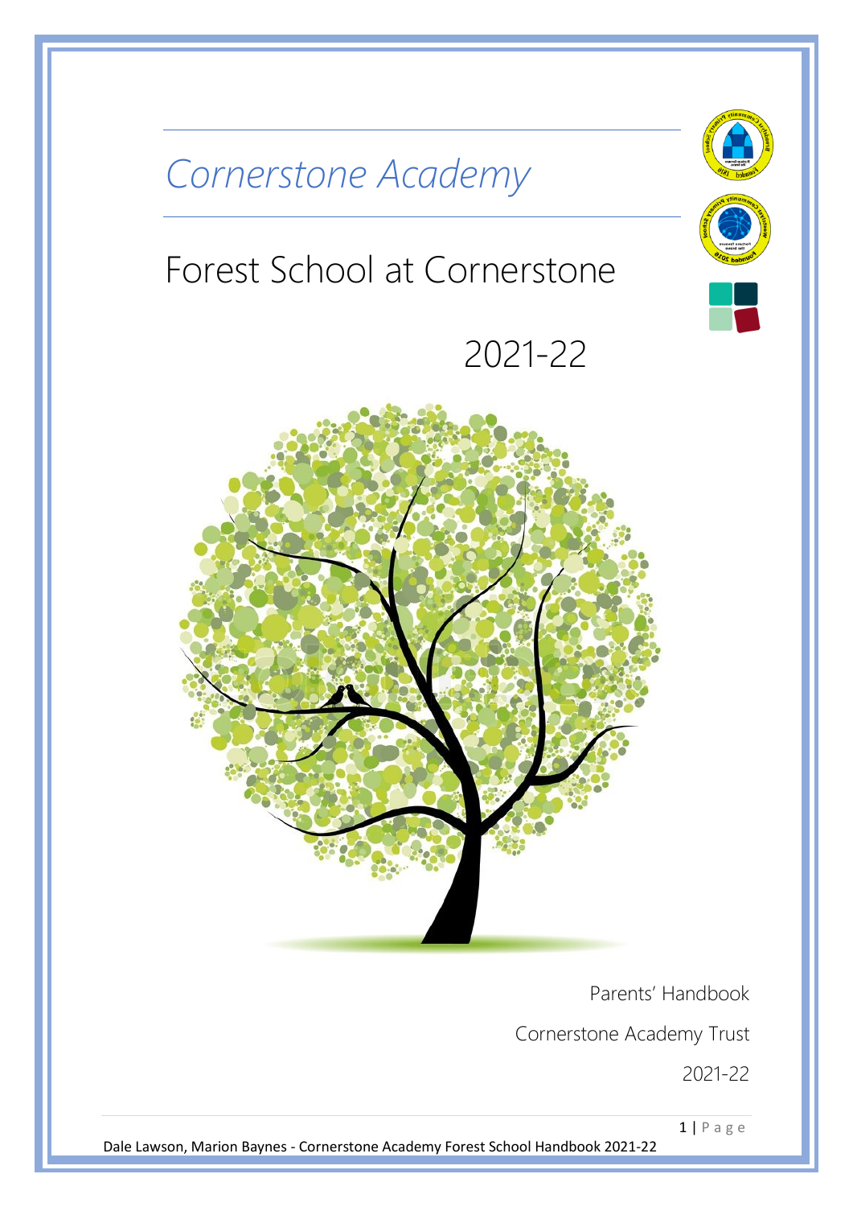# *Cornerstone Academy*

## Forest School at Cornerstone

2021-22

Parents' Handbook

Cornerstone Academy Trust

2021-22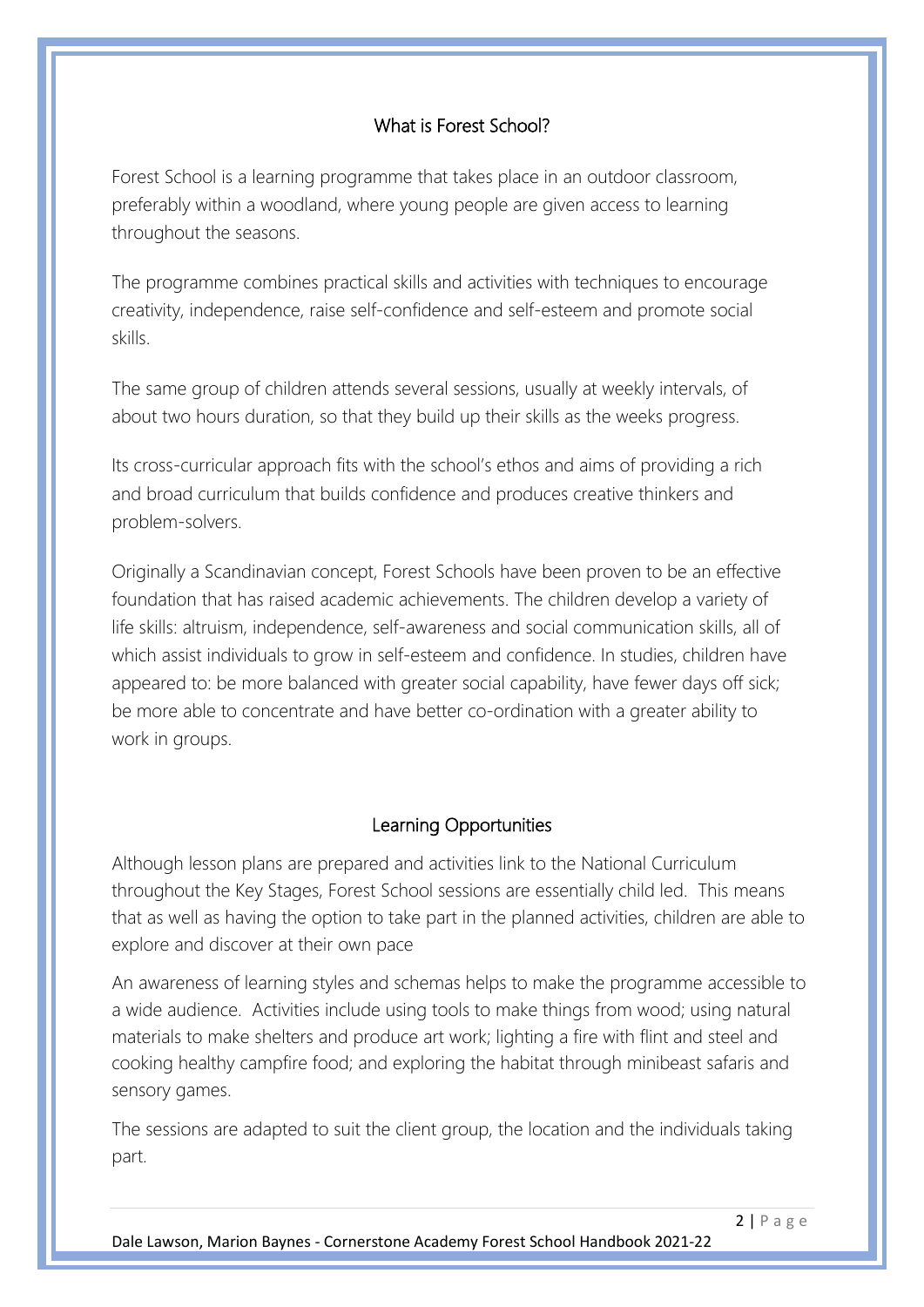## What is Forest School?

Forest School is a learning programme that takes place in an outdoor classroom, preferably within a woodland, where young people are given access to learning throughout the seasons.

The programme combines practical skills and activities with techniques to encourage creativity, independence, raise self-confidence and self-esteem and promote social skills.

The same group of children attends several sessions, usually at weekly intervals, of about two hours duration, so that they build up their skills as the weeks progress.

Its cross-curricular approach fits with the school's ethos and aims of providing a rich and broad curriculum that builds confidence and produces creative thinkers and problem-solvers.

Originally a Scandinavian concept, Forest Schools have been proven to be an effective foundation that has raised academic achievements. The children develop a variety of life skills: altruism, independence, self-awareness and social communication skills, all of which assist individuals to grow in self-esteem and confidence. In studies, children have appeared to: be more balanced with greater social capability, have fewer days off sick; be more able to concentrate and have better co-ordination with a greater ability to work in groups.

## Learning Opportunities

Although lesson plans are prepared and activities link to the National Curriculum throughout the Key Stages, Forest School sessions are essentially child led. This means that as well as having the option to take part in the planned activities, children are able to explore and discover at their own pace

An awareness of learning styles and schemas helps to make the programme accessible to a wide audience. Activities include using tools to make things from wood; using natural materials to make shelters and produce art work; lighting a fire with flint and steel and cooking healthy campfire food; and exploring the habitat through minibeast safaris and sensory games.

The sessions are adapted to suit the client group, the location and the individuals taking part.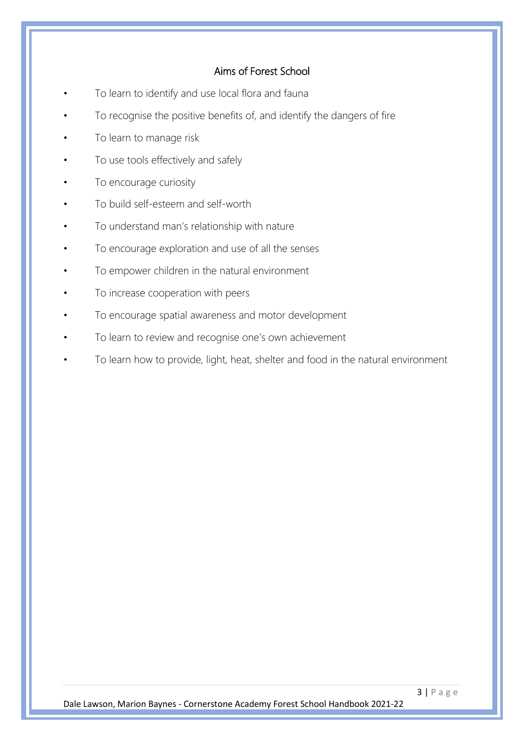## Aims of Forest School

- To learn to identify and use local flora and fauna
- To recognise the positive benefits of, and identify the dangers of fire
- To learn to manage risk
- To use tools effectively and safely
- To encourage curiosity
- To build self-esteem and self-worth
- To understand man's relationship with nature
- To encourage exploration and use of all the senses
- To empower children in the natural environment
- To increase cooperation with peers
- To encourage spatial awareness and motor development
- To learn to review and recognise one's own achievement
- To learn how to provide, light, heat, shelter and food in the natural environment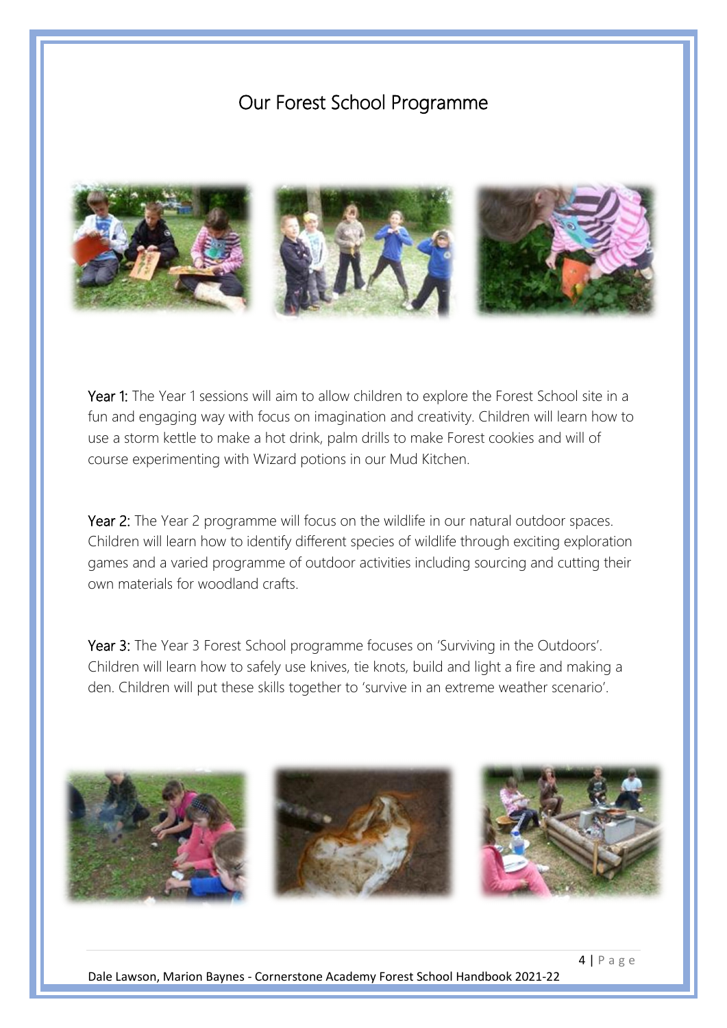# Our Forest School Programme

**Year 1:** The Year 1 sessions will aim to allow children to explore the Forest School site in a fun and engaging way with focus on imagination and creativity. Children will learn how to use a storm kettle to make a hot drink, palm drills to make Forest cookies and will of course experimenting with Wizard potions in our Mud Kitchen.

**Year 2:** The Year 2 programme will focus on the wildlife in our natural outdoor spaces. Children will learn how to identify different species of wildlife through exciting exploration games and a varied programme of outdoor activities including sourcing and cutting their own materials for woodland crafts.

**Year 3:** The Year 3 Forest School programme focuses on 'Surviving in the Outdoors'. Children will learn how to safely use knives, tie knots, build and light a fire and making a den. Children will put these skills together to 'survive in an extreme weather scenario'.